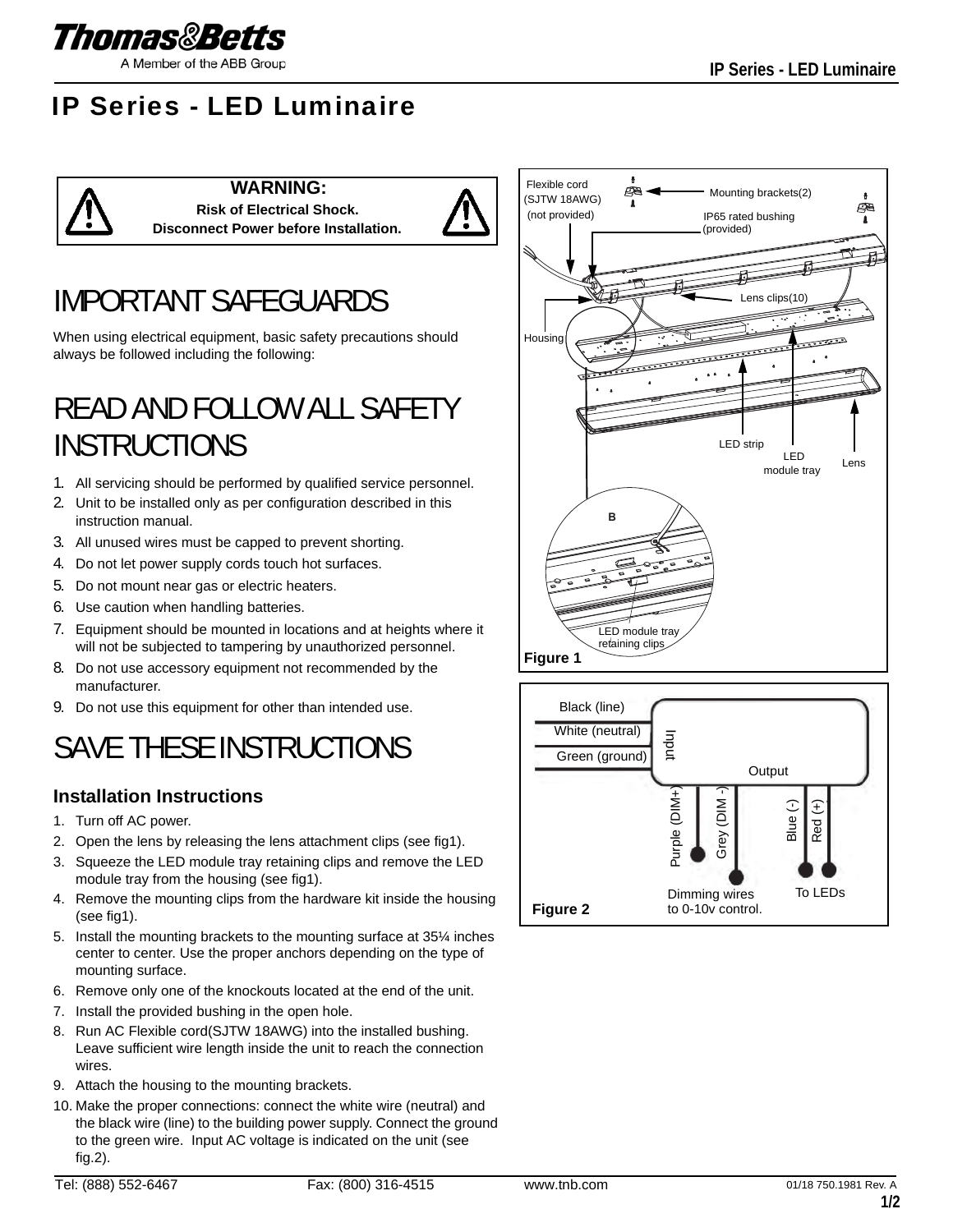# IP Series - LED Luminaire

**WARNING:**
**Risk of Electrical Shock.**
**Disconnect Power before Installation.**

# IMPORTANT SAFEGUARDS

When using electrical equipment, basic safety precautions should always be followed including the following:

# READ AND FOLLOW ALL SAFETY INSTRUCTIONS

1. All servicing should be performed by qualified service personnel.
2. Unit to be installed only as per configuration described in this instruction manual.
3. All unused wires must be capped to prevent shorting.
4. Do not let power supply cords touch hot surfaces.
5. Do not mount near gas or electric heaters.
6. Use caution when handling batteries.
7. Equipment should be mounted in locations and at heights where it will not be subjected to tampering by unauthorized personnel.
8. Do not use accessory equipment not recommended by the manufacturer.
9. Do not use this equipment for other than intended use.

# SAVE THESE INSTRUCTIONS

### Installation Instructions

1. Turn off AC power.
2. Open the lens by releasing the lens attachment clips (see fig1).
3. Squeeze the LED module tray retaining clips and remove the LED module tray from the housing (see fig1).
4. Remove the mounting clips from the hardware kit inside the housing (see fig1).
5. Install the mounting brackets to the mounting surface at 35¼ inches center to center. Use the proper anchors depending on the type of mounting surface.
6. Remove only one of the knockouts located at the end of the unit.
7. Install the provided bushing in the open hole.
8. Run AC Flexible cord(SJTW 18AWG) into the installed bushing. Leave sufficient wire length inside the unit to reach the connection wires.
9. Attach the housing to the mounting brackets.
10. Make the proper connections: connect the white wire (neutral) and the black wire (line) to the building power supply. Connect the ground to the green wire. Input AC voltage is indicated on the unit (see fig.2).

Flexible cord (SJTW 18AWG) (not provided) | Mounting brackets(2) | IP65 rated bushing (provided) | Lens clips(10) | Housing | LED strip | LED module tray | Lens | B | LED module tray retaining clips

**Figure 1**

Black (line) | White (neutral) | Green (ground) | Input | Output | Purple (DIM+) | Grey (DIM -) | Blue (-) | Red (+) | Dimming wires to 0-10v control. | To LEDs

**Figure 2**

Tel: (888) 552-6467 | Fax: (800) 316-4515 | www.tnb.com | 01/18 750.1981 Rev. A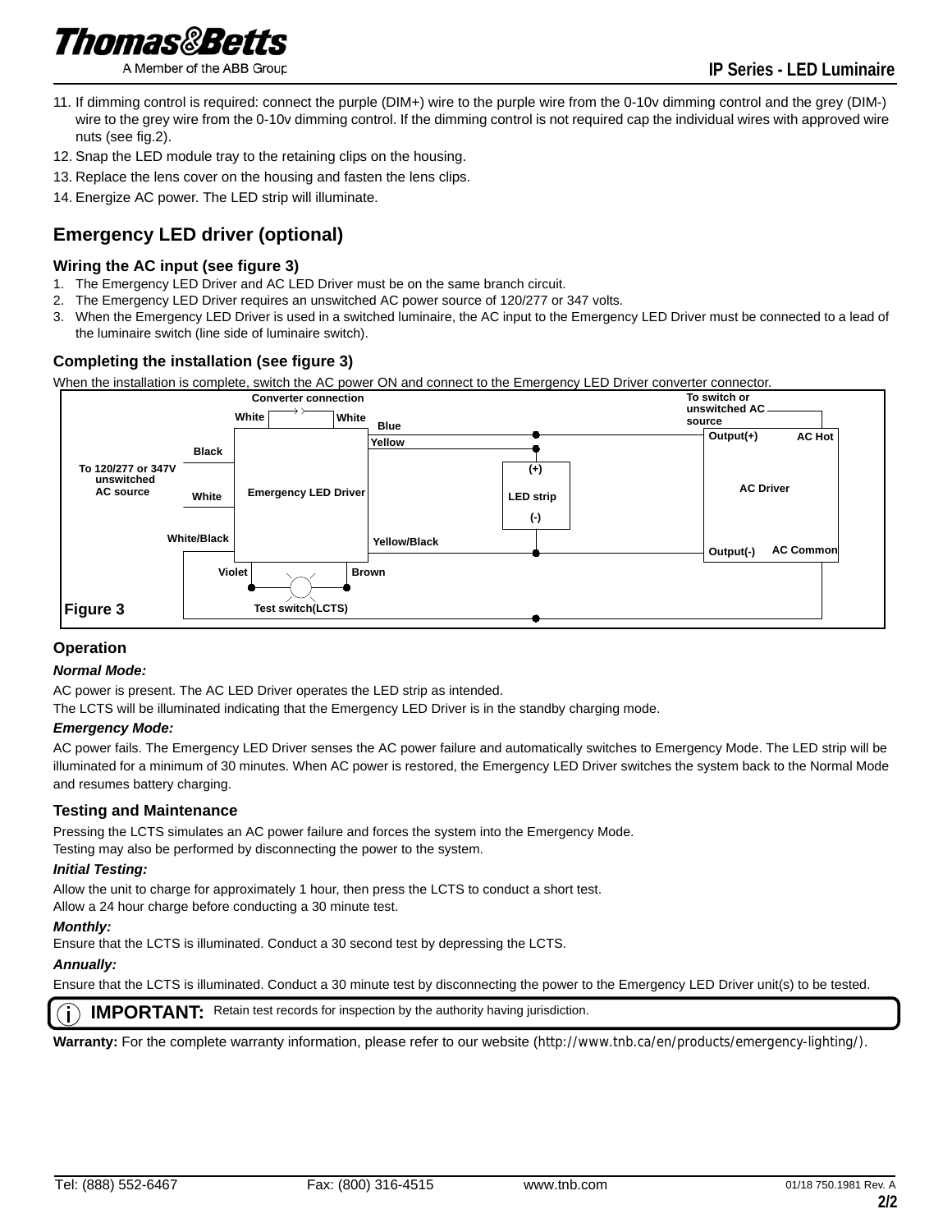11. If dimming control is required: connect the purple (DIM+) wire to the purple wire from the 0-10v dimming control and the grey (DIM-) wire to the grey wire from the 0-10v dimming control. If the dimming control is not required cap the individual wires with approved wire nuts (see fig.2).
12. Snap the LED module tray to the retaining clips on the housing.
13. Replace the lens cover on the housing and fasten the lens clips.
14. Energize AC power. The LED strip will illuminate.

## Emergency LED driver (optional)

### Wiring the AC input (see figure 3)

1. The Emergency LED Driver and AC LED Driver must be on the same branch circuit.
2. The Emergency LED Driver requires an unswitched AC power source of 120/277 or 347 volts.
3. When the Emergency LED Driver is used in a switched luminaire, the AC input to the Emergency LED Driver must be connected to a lead of the luminaire switch (line side of luminaire switch).

### Completing the installation (see figure 3)

When the installation is complete, switch the AC power ON and connect to the Emergency LED Driver converter connector.

Converter connection
White White
Blue
Yellow
Black
To 120/277 or 347V unswitched AC source
White
Emergency LED Driver
White/Black
Yellow/Black
(+)
LED strip
(-)
To switch or unswitched AC source
Output(+) AC Hot
AC Driver
Output(-) AC Common
Violet Brown
Test switch(LCTS)

Figure 3

### Operation

***Normal Mode:***

AC power is present. The AC LED Driver operates the LED strip as intended.

The LCTS will be illuminated indicating that the Emergency LED Driver is in the standby charging mode.

***Emergency Mode:***

AC power fails. The Emergency LED Driver senses the AC power failure and automatically switches to Emergency Mode. The LED strip will be illuminated for a minimum of 30 minutes. When AC power is restored, the Emergency LED Driver switches the system back to the Normal Mode and resumes battery charging.

### Testing and Maintenance

Pressing the LCTS simulates an AC power failure and forces the system into the Emergency Mode.

Testing may also be performed by disconnecting the power to the system.

***Initial Testing:***

Allow the unit to charge for approximately 1 hour, then press the LCTS to conduct a short test.

Allow a 24 hour charge before conducting a 30 minute test.

***Monthly:***

Ensure that the LCTS is illuminated. Conduct a 30 second test by depressing the LCTS.

***Annually:***

Ensure that the LCTS is illuminated. Conduct a 30 minute test by disconnecting the power to the Emergency LED Driver unit(s) to be tested.

**IMPORTANT:** Retain test records for inspection by the authority having jurisdiction.

**Warranty:** For the complete warranty information, please refer to our website (http://www.tnb.ca/en/products/emergency-lighting/).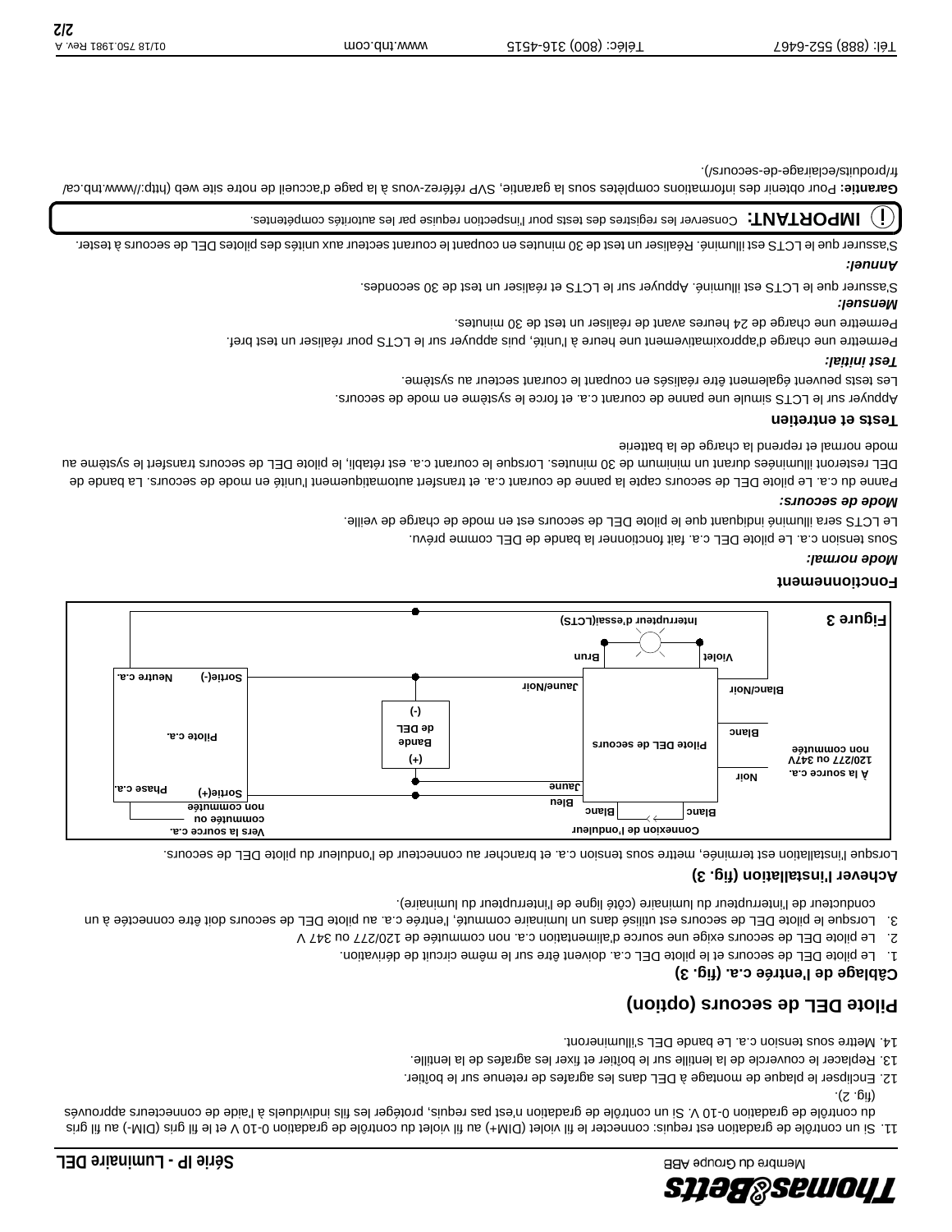11. Si un contrôle de gradation est requis: connecter le fil violet (DIM+) au fil violet du contrôle de gradation 0-10 V et le fil gris (DIM-) au fil gris du contrôle de gradation 0-10 V. Si un contrôle de gradation n'est pas requis, protéger les fils individuels à l'aide de connecteurs approuvés (fig. 2).
12. Enclipser le plaque de montage à DEL dans les agrafes de retenue sur le boîtier.
13. Replacer le couvercle de la lentille sur le boîtier et fixer les agrafes de la lentille.
14. Mettre sous tension c.a. Le bande DEL s'illumineront.

# Pilote DEL de secours (option)

## Câblage de l'entrée c.a. (fig. 3)

1. Le pilote DEL de secours et le pilote DEL c.a. doivent être sur le même circuit de dérivation.
2. Le pilote DEL de secours exige une source d'alimentation c.a. non commutée de 120/277 ou 347 V
3. Lorsque le pilote DEL de secours est utilisé dans un luminaire commuté, l'entrée c.a. au pilote DEL de secours doit être connectée à un conducteur de l'interrupteur du luminaire (côté ligne de l'interrupteur du luminaire).

## Achever l'installation (fig. 3)

Lorsque l'installation est terminée, mette sous tension c.a. et brancher au connecteur de l'onduleur du pilote DEL de secours.

**Figure 3**

Vers la source c.a. commutée ou non commutée — Connexion de l'onduleur — Blanc — Blanc — Bleu — Jaune — Phase c.a. — Sortie(+) — Pilote c.a. — Sortie(-) — Neutre c.a. — (+) Bande de DEL (-) — Jaune/Noir — Pilote DEL de secours — À la source c.a. 120/277 ou 347V non commutée — Noir — Blanc — Blanc/Noir — Brun — Violet — Interrupteur d'essai(LCTS)

## Fonctionnement

***Mode normal:***

Sous tension c.a. Le pilote DEL c.a. fait fonctionner la bande de DEL comme prévu.

Le LCTS sera illuminé indiquant que le pilote DEL de secours est en mode de charge de veille.

***Mode de secours:***

Panne du c.a. Le pilote DEL de secours capte la panne de courant c.a. et transfert automatiquement l'unité en mode de secours. La bande de DEL resteront illuminées durant un minimum de 30 minutes. Lorsque le courant c.a. est rétabli, le pilote DEL de secours transfert le système au mode normal et reprend la charge de la batterie

## Tests et entretien

Appuyer sur le LCTS simule une panne de courant c.a. et force le système en mode de secours.

Les tests peuvent également être réalisés en coupant le courant secteur au système.

***Test initial:***

Permette une charge d'approximativement une heure à l'unité, puis appuyer sur le LCTS pour réaliser un test bref.

Permettre une charge de 24 heures avant de réaliser un test de 30 minutes.

***Mensuel:***

S'assurer que le LCTS est illuminé. Appuyer sur le LCTS et réaliser un test de 30 secondes.

***Annuel:***

S'assurer que le LCTS est illuminé. Réaliser un test de 30 minutes en coupant le courant secteur aux unités des pilotes DEL de secours à tester.

**IMPORTANT:** Conserver les registres des tests pour l'inspection requise par les autorités compétentes.

**Garantie:** Pour obtenir des informations complètes sous la garantie, SVP référez-vous à la page d'accueil de notre site web (http://www.tnb.ca/fr/produits/eclairage-de-secours/).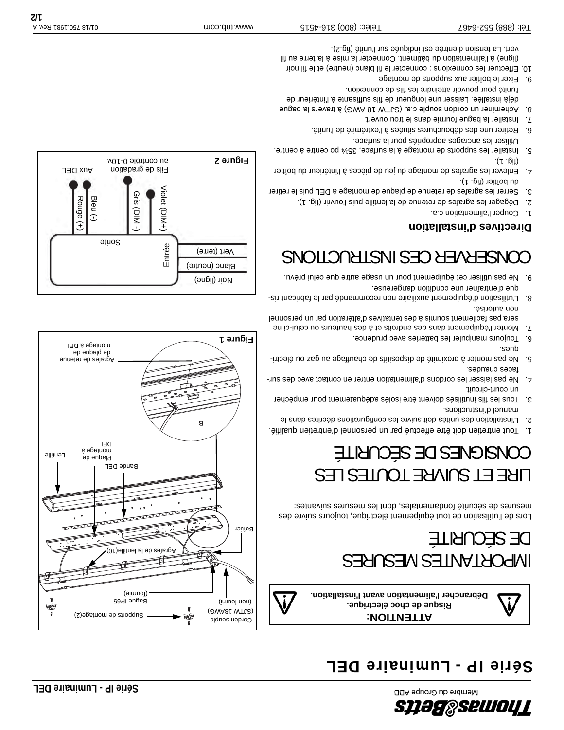**Thomas&Betts**

Membre du Groupe ABB

# Série IP - Luminaire DEL

**ATTENTION:**
**Risque de choc électrique.**
**Débrancher l'alimentation avant l'installation.**

## IMPORTANTES MESURES DE SÉCURITÉ

Lors de l'utilisation de tout équipement électrique, toujours suivre des mesures de sécurité fondamentales, dont les mesures suivantes:

## LIRE ET SUIVRE TOUTES LES CONSIGNES DE SÉCURITÉ

1. Tout entretien doit être effectué par un personnel d'entretien qualifié.
2. L'installation des unités doit suivre les configurations décrites dans le manuel d'instructions.
3. Tous les fils inutilisés doivent être isolés adéquatement pour empêcher un court-circuit.
4. Ne pas laisser les cordons d'alimentation entrer en contact avec des surfaces chaudes.
5. Ne pas monter à proximité de dispositifs de chauffage au gaz ou électriques.
6. Toujours manipuler les batteries avec prudence.
7. Monter l'équipement dans des endroits et à des hauteurs ou celui-ci ne sera pas facilement soumis à des tentatives d'altération par un personnel non autorisé.
8. L'utilisation d'équipement auxiliaire non recommandé par le fabricant risque d'entraîner une condition dangereuse.
9. Ne pas utiliser cet équipement pour un usage autre que celui prévu.

## CONSERVER CES INSTRUCTIONS

### Directives d'installation

1. Couper l'alimentation c.a.
2. Dégager les agrafes de retenue de la lentille puis l'ouvrir (fig. 1).
3. Serrer les agrafes de retenue de plaque de montage à DEL puis le retirer du boîtier (fig. 1).
4. Enlever les agrafes de montage du jeu de pièces à l'intérieur du boîtier (fig. 1).
5. Installer les supports de montage à la surface, 35¼ po centre à centre. Utiliser les ancrages appropriés pour la surface.
6. Retirer une des débouchures situées à l'extrémité de l'unité.
7. Installer la bague fournie dans le trou ouvert.
8. Acheminer un cordon souple c.a. (SJTW 18 AWG) à travers la bague déjà installée. Laisser une longueur de fils suffisante à l'intérieur de l'unité pour pouvoir atteindre les fils de connexion.
9. Fixer le boîtier aux supports de montage
10. Effectuer les connexions : connecter le fil blanc (neutre) et le fil noir (ligne) à l'alimentation du bâtiment. Connecter la mise à la terre au fil vert. La tension d'entrée est indiquée sur l'unité (fig.2).

Cordon souple (SJTW 18AWG) (non fourni)
Supports de montage(2)
Bague IP65 (fournie)
Agrafes de la lentille(10)
Boîtier
Bande DEL
Plaque de montage à DEL
Lentille
B
Agrafes de retenue de plaque de montage à DEL

**Figure 1**

Noir (ligne)
Blanc (neutre)
Vert (terre)
Entrée
Sortie
Violet (DIM+)
Gris (DIM -)
Bleu (-)
Rouge (+)
Fils de gradation au contrôle 0-10V.
Aux DEL

**Figure 2**